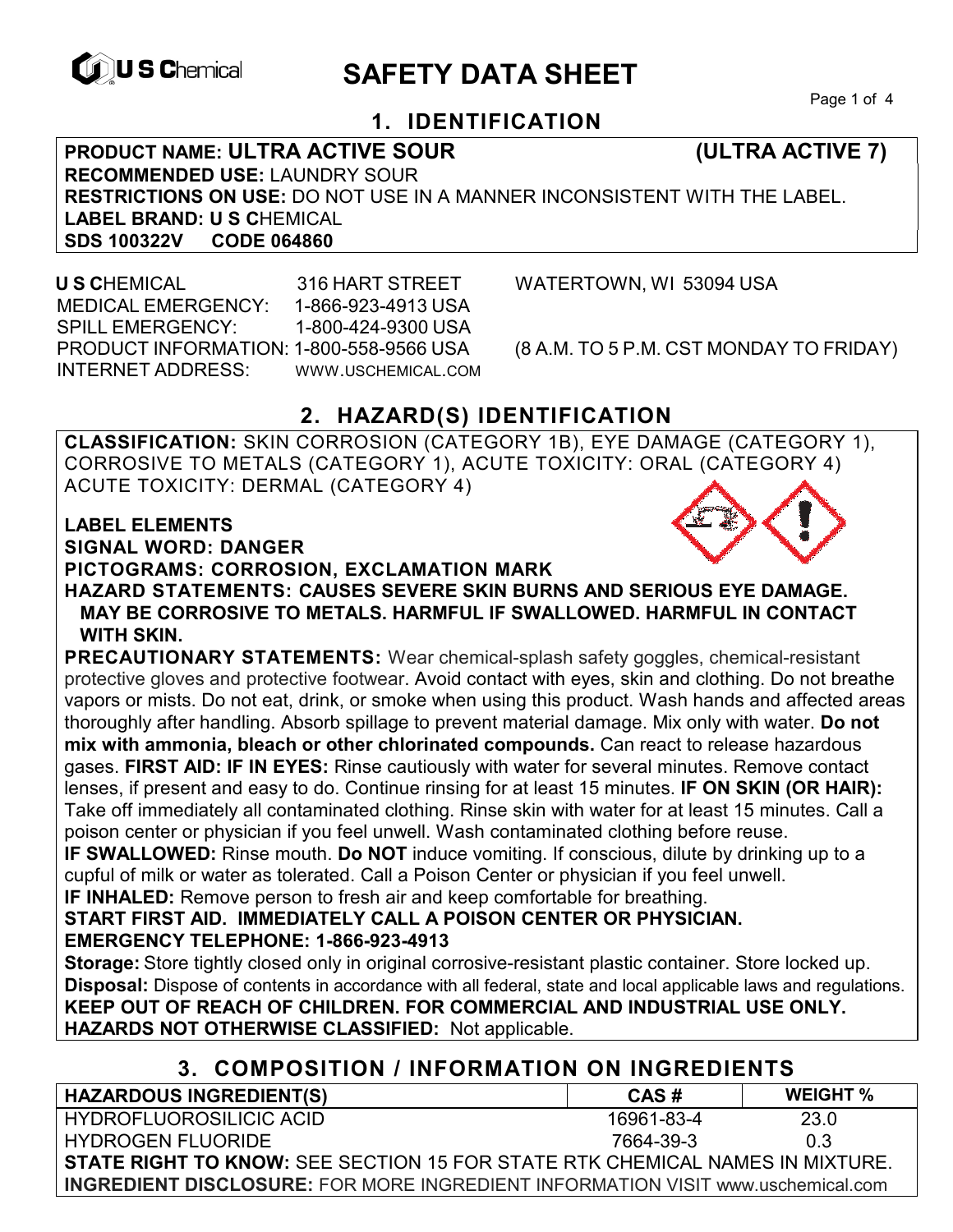# SAFETY DATA SHEET

## 1. IDENTIFICATION

**PRODUCT NAME: ULTRA ACTIVE SOUR (ULTRA ACTIVE 7)**
**RECOMMENDED USE:** LAUNDRY SOUR
**RESTRICTIONS ON USE:** DO NOT USE IN A MANNER INCONSISTENT WITH THE LABEL.
**LABEL BRAND: U S C**HEMICAL
**SDS 100322V CODE 064860**

**U S C**HEMICAL 316 HART STREET WATERTOWN, WI 53094 USA
MEDICAL EMERGENCY: 1-866-923-4913 USA
SPILL EMERGENCY: 1-800-424-9300 USA
PRODUCT INFORMATION: 1-800-558-9566 USA (8 A.M. TO 5 P.M. CST MONDAY TO FRIDAY)
INTERNET ADDRESS: WWW.USCHEMICAL.COM

## 2. HAZARD(S) IDENTIFICATION

**CLASSIFICATION:** SKIN CORROSION (CATEGORY 1B), EYE DAMAGE (CATEGORY 1), CORROSIVE TO METALS (CATEGORY 1), ACUTE TOXICITY: ORAL (CATEGORY 4) ACUTE TOXICITY: DERMAL (CATEGORY 4)

**LABEL ELEMENTS**
**SIGNAL WORD: DANGER**
**PICTOGRAMS: CORROSION, EXCLAMATION MARK**
**HAZARD STATEMENTS: CAUSES SEVERE SKIN BURNS AND SERIOUS EYE DAMAGE. MAY BE CORROSIVE TO METALS. HARMFUL IF SWALLOWED. HARMFUL IN CONTACT WITH SKIN.**

**PRECAUTIONARY STATEMENTS:** Wear chemical-splash safety goggles, chemical-resistant protective gloves and protective footwear. Avoid contact with eyes, skin and clothing. Do not breathe vapors or mists. Do not eat, drink, or smoke when using this product. Wash hands and affected areas thoroughly after handling. Absorb spillage to prevent material damage. Mix only with water. **Do not mix with ammonia, bleach or other chlorinated compounds.** Can react to release hazardous gases. **FIRST AID: IF IN EYES:** Rinse cautiously with water for several minutes. Remove contact lenses, if present and easy to do. Continue rinsing for at least 15 minutes. **IF ON SKIN (OR HAIR):** Take off immediately all contaminated clothing. Rinse skin with water for at least 15 minutes. Call a poison center or physician if you feel unwell. Wash contaminated clothing before reuse.
**IF SWALLOWED:** Rinse mouth. **Do NOT** induce vomiting. If conscious, dilute by drinking up to a cupful of milk or water as tolerated. Call a Poison Center or physician if you feel unwell.
**IF INHALED:** Remove person to fresh air and keep comfortable for breathing.
**START FIRST AID. IMMEDIATELY CALL A POISON CENTER OR PHYSICIAN.**
**EMERGENCY TELEPHONE: 1-866-923-4913**
**Storage:** Store tightly closed only in original corrosive-resistant plastic container. Store locked up.
**Disposal:** Dispose of contents in accordance with all federal, state and local applicable laws and regulations.
**KEEP OUT OF REACH OF CHILDREN. FOR COMMERCIAL AND INDUSTRIAL USE ONLY.**
**HAZARDS NOT OTHERWISE CLASSIFIED:** Not applicable.

## 3. COMPOSITION / INFORMATION ON INGREDIENTS

| HAZARDOUS INGREDIENT(S) | CAS # | WEIGHT % |
|---|---|---|
| HYDROFLUOROSILICIC ACID | 16961-83-4 | 23.0 |
| HYDROGEN FLUORIDE | 7664-39-3 | 0.3 |

**STATE RIGHT TO KNOW:** SEE SECTION 15 FOR STATE RTK CHEMICAL NAMES IN MIXTURE.
**INGREDIENT DISCLOSURE:** FOR MORE INGREDIENT INFORMATION VISIT www.uschemical.com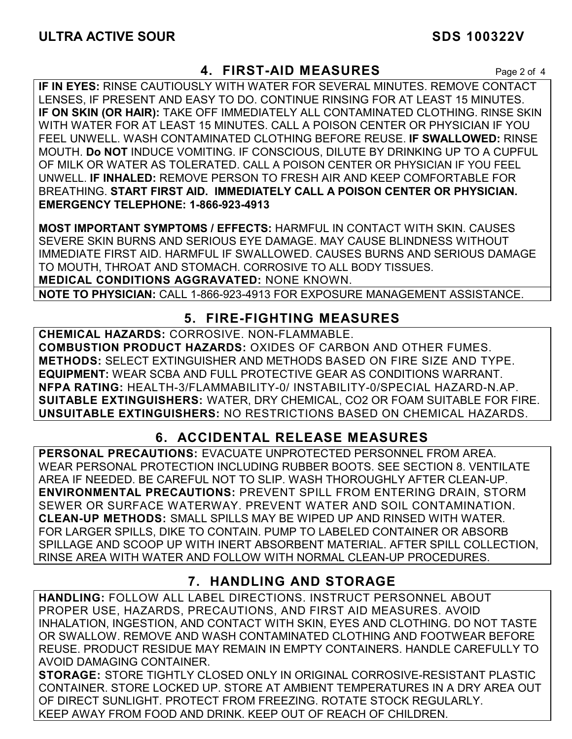## 4. FIRST-AID MEASURES

**IF IN EYES:** RINSE CAUTIOUSLY WITH WATER FOR SEVERAL MINUTES. REMOVE CONTACT LENSES, IF PRESENT AND EASY TO DO. CONTINUE RINSING FOR AT LEAST 15 MINUTES. **IF ON SKIN (OR HAIR):** TAKE OFF IMMEDIATELY ALL CONTAMINATED CLOTHING. RINSE SKIN WITH WATER FOR AT LEAST 15 MINUTES. CALL A POISON CENTER OR PHYSICIAN IF YOU FEEL UNWELL. WASH CONTAMINATED CLOTHING BEFORE REUSE. **IF SWALLOWED:** RINSE MOUTH. **Do NOT** INDUCE VOMITING. IF CONSCIOUS, DILUTE BY DRINKING UP TO A CUPFUL OF MILK OR WATER AS TOLERATED. CALL A POISON CENTER OR PHYSICIAN IF YOU FEEL UNWELL. **IF INHALED:** REMOVE PERSON TO FRESH AIR AND KEEP COMFORTABLE FOR BREATHING. **START FIRST AID. IMMEDIATELY CALL A POISON CENTER OR PHYSICIAN. EMERGENCY TELEPHONE: 1-866-923-4913**

**MOST IMPORTANT SYMPTOMS / EFFECTS:** HARMFUL IN CONTACT WITH SKIN. CAUSES SEVERE SKIN BURNS AND SERIOUS EYE DAMAGE. MAY CAUSE BLINDNESS WITHOUT IMMEDIATE FIRST AID. HARMFUL IF SWALLOWED. CAUSES BURNS AND SERIOUS DAMAGE TO MOUTH, THROAT AND STOMACH. CORROSIVE TO ALL BODY TISSUES.
**MEDICAL CONDITIONS AGGRAVATED:** NONE KNOWN.

**NOTE TO PHYSICIAN:** CALL 1-866-923-4913 FOR EXPOSURE MANAGEMENT ASSISTANCE.

## 5. FIRE-FIGHTING MEASURES

**CHEMICAL HAZARDS:** CORROSIVE. NON-FLAMMABLE.
**COMBUSTION PRODUCT HAZARDS:** OXIDES OF CARBON AND OTHER FUMES.
**METHODS:** SELECT EXTINGUISHER AND METHODS BASED ON FIRE SIZE AND TYPE.
**EQUIPMENT:** WEAR SCBA AND FULL PROTECTIVE GEAR AS CONDITIONS WARRANT.
**NFPA RATING:** HEALTH-3/FLAMMABILITY-0/ INSTABILITY-0/SPECIAL HAZARD-N.AP.
**SUITABLE EXTINGUISHERS:** WATER, DRY CHEMICAL, CO2 OR FOAM SUITABLE FOR FIRE.
**UNSUITABLE EXTINGUISHERS:** NO RESTRICTIONS BASED ON CHEMICAL HAZARDS.

## 6. ACCIDENTAL RELEASE MEASURES

**PERSONAL PRECAUTIONS:** EVACUATE UNPROTECTED PERSONNEL FROM AREA. WEAR PERSONAL PROTECTION INCLUDING RUBBER BOOTS. SEE SECTION 8. VENTILATE AREA IF NEEDED. BE CAREFUL NOT TO SLIP. WASH THOROUGHLY AFTER CLEAN-UP.
**ENVIRONMENTAL PRECAUTIONS:** PREVENT SPILL FROM ENTERING DRAIN, STORM SEWER OR SURFACE WATERWAY. PREVENT WATER AND SOIL CONTAMINATION.
**CLEAN-UP METHODS:** SMALL SPILLS MAY BE WIPED UP AND RINSED WITH WATER. FOR LARGER SPILLS, DIKE TO CONTAIN. PUMP TO LABELED CONTAINER OR ABSORB SPILLAGE AND SCOOP UP WITH INERT ABSORBENT MATERIAL. AFTER SPILL COLLECTION, RINSE AREA WITH WATER AND FOLLOW WITH NORMAL CLEAN-UP PROCEDURES.

## 7. HANDLING AND STORAGE

**HANDLING:** FOLLOW ALL LABEL DIRECTIONS. INSTRUCT PERSONNEL ABOUT PROPER USE, HAZARDS, PRECAUTIONS, AND FIRST AID MEASURES. AVOID INHALATION, INGESTION, AND CONTACT WITH SKIN, EYES AND CLOTHING. DO NOT TASTE OR SWALLOW. REMOVE AND WASH CONTAMINATED CLOTHING AND FOOTWEAR BEFORE REUSE. PRODUCT RESIDUE MAY REMAIN IN EMPTY CONTAINERS. HANDLE CAREFULLY TO AVOID DAMAGING CONTAINER.
**STORAGE:** STORE TIGHTLY CLOSED ONLY IN ORIGINAL CORROSIVE-RESISTANT PLASTIC CONTAINER. STORE LOCKED UP. STORE AT AMBIENT TEMPERATURES IN A DRY AREA OUT OF DIRECT SUNLIGHT. PROTECT FROM FREEZING. ROTATE STOCK REGULARLY. KEEP AWAY FROM FOOD AND DRINK. KEEP OUT OF REACH OF CHILDREN.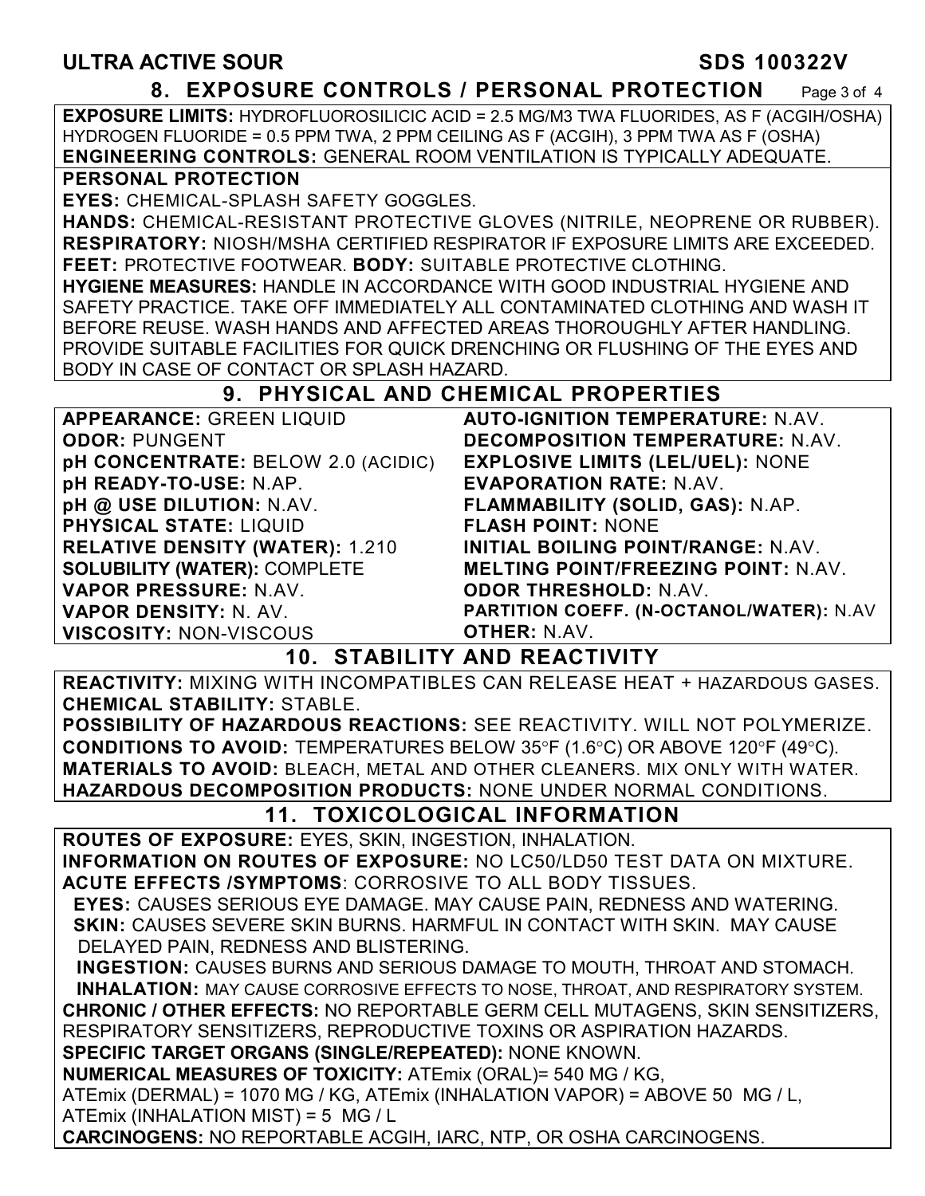## 8. EXPOSURE CONTROLS / PERSONAL PROTECTION

**EXPOSURE LIMITS:** HYDROFLUOROSILICIC ACID = 2.5 MG/M3 TWA FLUORIDES, AS F (ACGIH/OSHA) HYDROGEN FLUORIDE = 0.5 PPM TWA, 2 PPM CEILING AS F (ACGIH), 3 PPM TWA AS F (OSHA)
**ENGINEERING CONTROLS:** GENERAL ROOM VENTILATION IS TYPICALLY ADEQUATE.

**PERSONAL PROTECTION**
**EYES:** CHEMICAL-SPLASH SAFETY GOGGLES.
**HANDS:** CHEMICAL-RESISTANT PROTECTIVE GLOVES (NITRILE, NEOPRENE OR RUBBER).
**RESPIRATORY:** NIOSH/MSHA CERTIFIED RESPIRATOR IF EXPOSURE LIMITS ARE EXCEEDED.
**FEET:** PROTECTIVE FOOTWEAR. **BODY:** SUITABLE PROTECTIVE CLOTHING.
**HYGIENE MEASURES:** HANDLE IN ACCORDANCE WITH GOOD INDUSTRIAL HYGIENE AND SAFETY PRACTICE. TAKE OFF IMMEDIATELY ALL CONTAMINATED CLOTHING AND WASH IT BEFORE REUSE. WASH HANDS AND AFFECTED AREAS THOROUGHLY AFTER HANDLING. PROVIDE SUITABLE FACILITIES FOR QUICK DRENCHING OR FLUSHING OF THE EYES AND BODY IN CASE OF CONTACT OR SPLASH HAZARD.

## 9. PHYSICAL AND CHEMICAL PROPERTIES

**APPEARANCE:** GREEN LIQUID
**ODOR:** PUNGENT
**pH CONCENTRATE:** BELOW 2.0 (ACIDIC)
**pH READY-TO-USE:** N.AP.
**pH @ USE DILUTION:** N.AV.
**PHYSICAL STATE:** LIQUID
**RELATIVE DENSITY (WATER):** 1.210
**SOLUBILITY (WATER):** COMPLETE
**VAPOR PRESSURE:** N.AV.
**VAPOR DENSITY:** N. AV.
**VISCOSITY:** NON-VISCOUS
**AUTO-IGNITION TEMPERATURE:** N.AV.
**DECOMPOSITION TEMPERATURE:** N.AV.
**EXPLOSIVE LIMITS (LEL/UEL):** NONE
**EVAPORATION RATE:** N.AV.
**FLAMMABILITY (SOLID, GAS):** N.AP.
**FLASH POINT:** NONE
**INITIAL BOILING POINT/RANGE:** N.AV.
**MELTING POINT/FREEZING POINT:** N.AV.
**ODOR THRESHOLD:** N.AV.
**PARTITION COEFF. (N-OCTANOL/WATER):** N.AV
**OTHER:** N.AV.

## 10. STABILITY AND REACTIVITY

**REACTIVITY:** MIXING WITH INCOMPATIBLES CAN RELEASE HEAT + HAZARDOUS GASES.
**CHEMICAL STABILITY:** STABLE.
**POSSIBILITY OF HAZARDOUS REACTIONS:** SEE REACTIVITY. WILL NOT POLYMERIZE.
**CONDITIONS TO AVOID:** TEMPERATURES BELOW 35°F (1.6°C) OR ABOVE 120°F (49°C).
**MATERIALS TO AVOID:** BLEACH, METAL AND OTHER CLEANERS. MIX ONLY WITH WATER.
**HAZARDOUS DECOMPOSITION PRODUCTS:** NONE UNDER NORMAL CONDITIONS.

## 11. TOXICOLOGICAL INFORMATION

**ROUTES OF EXPOSURE:** EYES, SKIN, INGESTION, INHALATION.
**INFORMATION ON ROUTES OF EXPOSURE:** NO LC50/LD50 TEST DATA ON MIXTURE.
**ACUTE EFFECTS /SYMPTOMS**: CORROSIVE TO ALL BODY TISSUES.
**EYES:** CAUSES SERIOUS EYE DAMAGE. MAY CAUSE PAIN, REDNESS AND WATERING.
**SKIN:** CAUSES SEVERE SKIN BURNS. HARMFUL IN CONTACT WITH SKIN. MAY CAUSE DELAYED PAIN, REDNESS AND BLISTERING.
**INGESTION:** CAUSES BURNS AND SERIOUS DAMAGE TO MOUTH, THROAT AND STOMACH.
**INHALATION:** MAY CAUSE CORROSIVE EFFECTS TO NOSE, THROAT, AND RESPIRATORY SYSTEM.
**CHRONIC / OTHER EFFECTS:** NO REPORTABLE GERM CELL MUTAGENS, SKIN SENSITIZERS, RESPIRATORY SENSITIZERS, REPRODUCTIVE TOXINS OR ASPIRATION HAZARDS.
**SPECIFIC TARGET ORGANS (SINGLE/REPEATED):** NONE KNOWN.
**NUMERICAL MEASURES OF TOXICITY:** ATEmix (ORAL)= 540 MG / KG, ATEmix (DERMAL) = 1070 MG / KG, ATEmix (INHALATION VAPOR) = ABOVE 50 MG / L, ATEmix (INHALATION MIST) = 5 MG / L
**CARCINOGENS:** NO REPORTABLE ACGIH, IARC, NTP, OR OSHA CARCINOGENS.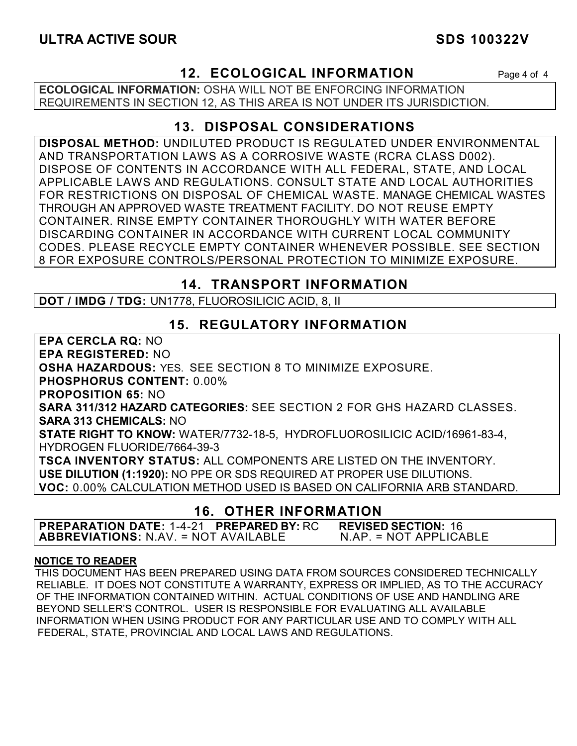## 12. ECOLOGICAL INFORMATION

**ECOLOGICAL INFORMATION:** OSHA WILL NOT BE ENFORCING INFORMATION REQUIREMENTS IN SECTION 12, AS THIS AREA IS NOT UNDER ITS JURISDICTION.

## 13. DISPOSAL CONSIDERATIONS

**DISPOSAL METHOD:** UNDILUTED PRODUCT IS REGULATED UNDER ENVIRONMENTAL AND TRANSPORTATION LAWS AS A CORROSIVE WASTE (RCRA CLASS D002). DISPOSE OF CONTENTS IN ACCORDANCE WITH ALL FEDERAL, STATE, AND LOCAL APPLICABLE LAWS AND REGULATIONS. CONSULT STATE AND LOCAL AUTHORITIES FOR RESTRICTIONS ON DISPOSAL OF CHEMICAL WASTE. MANAGE CHEMICAL WASTES THROUGH AN APPROVED WASTE TREATMENT FACILITY. DO NOT REUSE EMPTY CONTAINER. RINSE EMPTY CONTAINER THOROUGHLY WITH WATER BEFORE DISCARDING CONTAINER IN ACCORDANCE WITH CURRENT LOCAL COMMUNITY CODES. PLEASE RECYCLE EMPTY CONTAINER WHENEVER POSSIBLE. SEE SECTION 8 FOR EXPOSURE CONTROLS/PERSONAL PROTECTION TO MINIMIZE EXPOSURE.

## 14. TRANSPORT INFORMATION

**DOT / IMDG / TDG:** UN1778, FLUOROSILICIC ACID, 8, II

## 15. REGULATORY INFORMATION

**EPA CERCLA RQ:** NO
**EPA REGISTERED:** NO
**OSHA HAZARDOUS:** YES. SEE SECTION 8 TO MINIMIZE EXPOSURE.
**PHOSPHORUS CONTENT:** 0.00%
**PROPOSITION 65:** NO
**SARA 311/312 HAZARD CATEGORIES:** SEE SECTION 2 FOR GHS HAZARD CLASSES.
**SARA 313 CHEMICALS:** NO
**STATE RIGHT TO KNOW:** WATER/7732-18-5, HYDROFLUOROSILICIC ACID/16961-83-4, HYDROGEN FLUORIDE/7664-39-3
**TSCA INVENTORY STATUS:** ALL COMPONENTS ARE LISTED ON THE INVENTORY.
**USE DILUTION (1:1920):** NO PPE OR SDS REQUIRED AT PROPER USE DILUTIONS.
**VOC:** 0.00% CALCULATION METHOD USED IS BASED ON CALIFORNIA ARB STANDARD.

## 16. OTHER INFORMATION

**PREPARATION DATE:** 1-4-21 **PREPARED BY:** RC **REVISED SECTION:** 16
**ABBREVIATIONS:** N.AV. = NOT AVAILABLE N.AP. = NOT APPLICABLE

**NOTICE TO READER**

THIS DOCUMENT HAS BEEN PREPARED USING DATA FROM SOURCES CONSIDERED TECHNICALLY RELIABLE. IT DOES NOT CONSTITUTE A WARRANTY, EXPRESS OR IMPLIED, AS TO THE ACCURACY OF THE INFORMATION CONTAINED WITHIN. ACTUAL CONDITIONS OF USE AND HANDLING ARE BEYOND SELLER'S CONTROL. USER IS RESPONSIBLE FOR EVALUATING ALL AVAILABLE INFORMATION WHEN USING PRODUCT FOR ANY PARTICULAR USE AND TO COMPLY WITH ALL FEDERAL, STATE, PROVINCIAL AND LOCAL LAWS AND REGULATIONS.